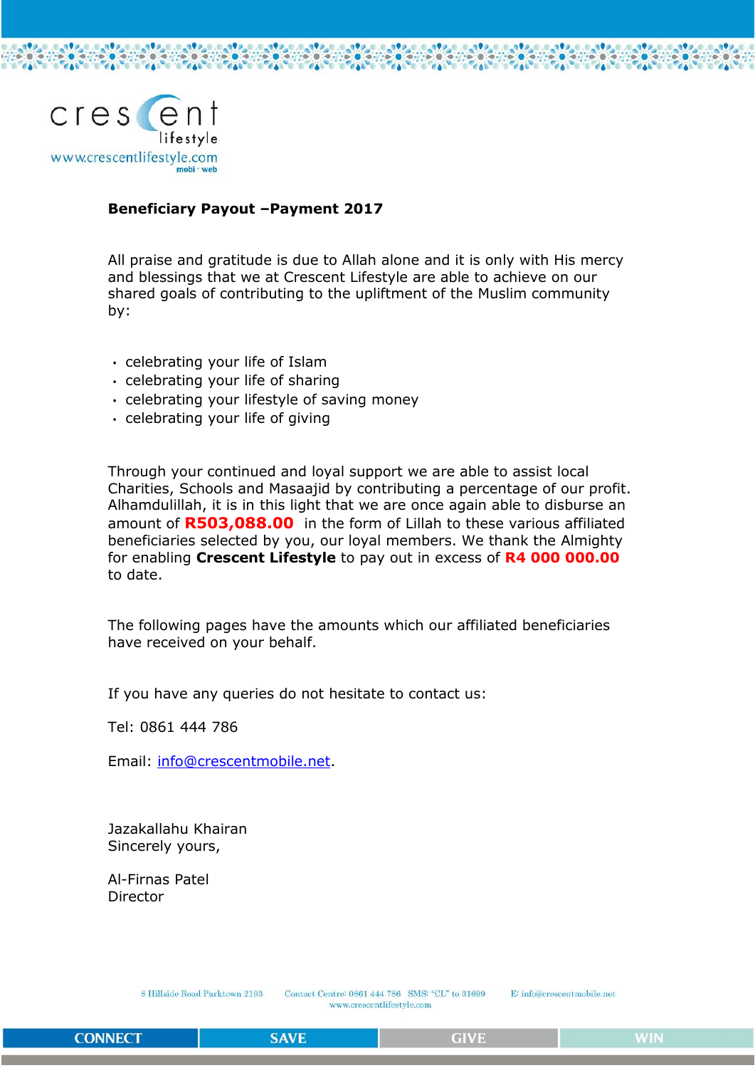crescent lifestyle
www.crescentlifestyle.com
mobi · web

**Beneficiary Payout –Payment 2017**

All praise and gratitude is due to Allah alone and it is only with His mercy and blessings that we at Crescent Lifestyle are able to achieve on our shared goals of contributing to the upliftment of the Muslim community by:

- celebrating your life of Islam
- celebrating your life of sharing
- celebrating your lifestyle of saving money
- celebrating your life of giving

Through your continued and loyal support we are able to assist local Charities, Schools and Masaajid by contributing a percentage of our profit. Alhamdulillah, it is in this light that we are once again able to disburse an amount of **R503,088.00** in the form of Lillah to these various affiliated beneficiaries selected by you, our loyal members. We thank the Almighty for enabling **Crescent Lifestyle** to pay out in excess of **R4 000 000.00** to date.

The following pages have the amounts which our affiliated beneficiaries have received on your behalf.

If you have any queries do not hesitate to contact us:

Tel: 0861 444 786

Email: info@crescentmobile.net.

Jazakallahu Khairan
Sincerely yours,

Al-Firnas Patel
Director

8 Hillside Road Parktown 2193 Contact Centre: 0861 444 786 SMS: "CL" to 31699 E: info@crescentmobile.net
www.crescentlifestyle.com

CONNECT | SAVE | GIVE | WIN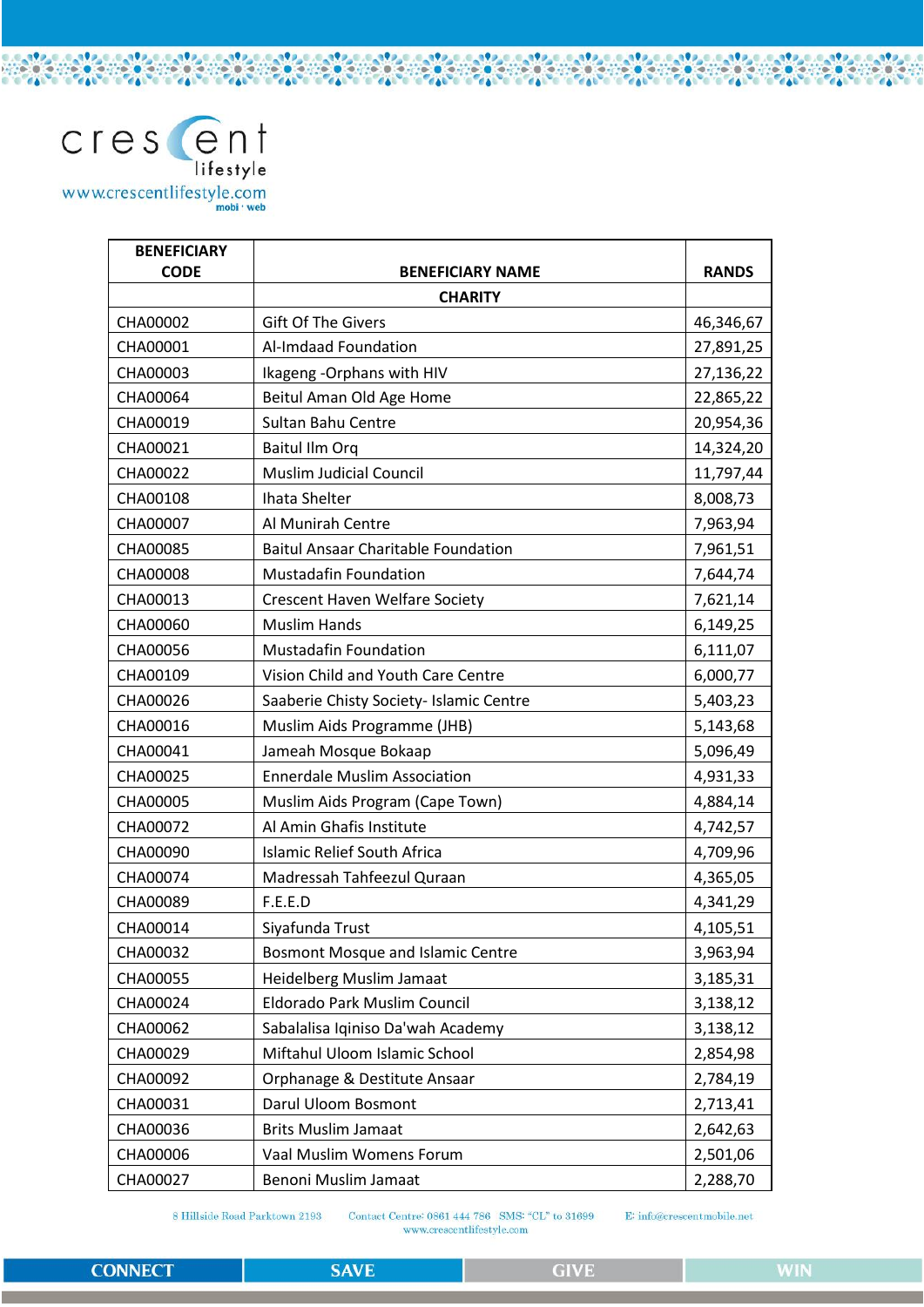| BENEFICIARY CODE | BENEFICIARY NAME | RANDS |
|---|---|---|
| | **CHARITY** | |
| CHA00002 | Gift Of The Givers | 46,346,67 |
| CHA00001 | Al-Imdaad Foundation | 27,891,25 |
| CHA00003 | Ikageng -Orphans with HIV | 27,136,22 |
| CHA00064 | Beitul Aman Old Age Home | 22,865,22 |
| CHA00019 | Sultan Bahu Centre | 20,954,36 |
| CHA00021 | Baitul Ilm Orq | 14,324,20 |
| CHA00022 | Muslim Judicial Council | 11,797,44 |
| CHA00108 | Ihata Shelter | 8,008,73 |
| CHA00007 | Al Munirah Centre | 7,963,94 |
| CHA00085 | Baitul Ansaar Charitable Foundation | 7,961,51 |
| CHA00008 | Mustadafin Foundation | 7,644,74 |
| CHA00013 | Crescent Haven Welfare Society | 7,621,14 |
| CHA00060 | Muslim Hands | 6,149,25 |
| CHA00056 | Mustadafin Foundation | 6,111,07 |
| CHA00109 | Vision Child and Youth Care Centre | 6,000,77 |
| CHA00026 | Saaberie Chisty Society- Islamic Centre | 5,403,23 |
| CHA00016 | Muslim Aids Programme (JHB) | 5,143,68 |
| CHA00041 | Jameah Mosque Bokaap | 5,096,49 |
| CHA00025 | Ennerdale Muslim Association | 4,931,33 |
| CHA00005 | Muslim Aids Program (Cape Town) | 4,884,14 |
| CHA00072 | Al Amin Ghafis Institute | 4,742,57 |
| CHA00090 | Islamic Relief South Africa | 4,709,96 |
| CHA00074 | Madressah Tahfeezul Quraan | 4,365,05 |
| CHA00089 | F.E.E.D | 4,341,29 |
| CHA00014 | Siyafunda Trust | 4,105,51 |
| CHA00032 | Bosmont Mosque and Islamic Centre | 3,963,94 |
| CHA00055 | Heidelberg Muslim Jamaat | 3,185,31 |
| CHA00024 | Eldorado Park Muslim Council | 3,138,12 |
| CHA00062 | Sabalalisa Iqiniso Da'wah Academy | 3,138,12 |
| CHA00029 | Miftahul Uloom Islamic School | 2,854,98 |
| CHA00092 | Orphanage & Destitute Ansaar | 2,784,19 |
| CHA00031 | Darul Uloom Bosmont | 2,713,41 |
| CHA00036 | Brits Muslim Jamaat | 2,642,63 |
| CHA00006 | Vaal Muslim Womens Forum | 2,501,06 |
| CHA00027 | Benoni Muslim Jamaat | 2,288,70 |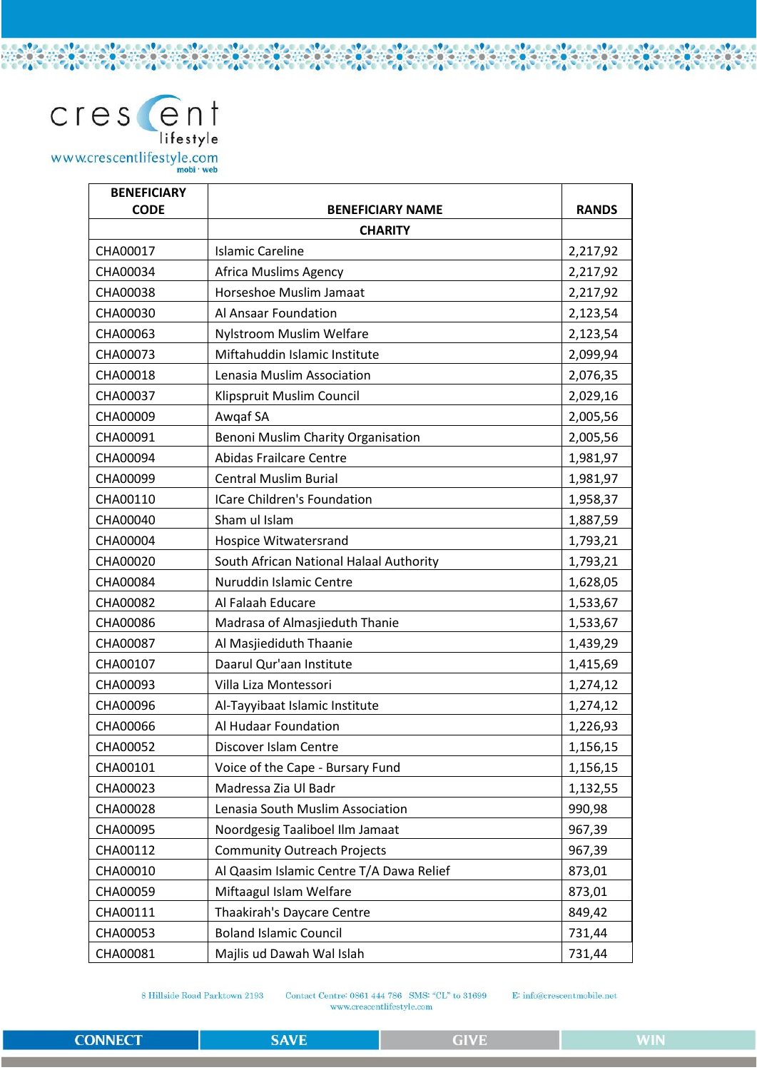| BENEFICIARY CODE | BENEFICIARY NAME | RANDS |
|---|---|---|
| | CHARITY | |
| CHA00017 | Islamic Careline | 2,217,92 |
| CHA00034 | Africa Muslims Agency | 2,217,92 |
| CHA00038 | Horseshoe Muslim Jamaat | 2,217,92 |
| CHA00030 | Al Ansaar Foundation | 2,123,54 |
| CHA00063 | Nylstroom Muslim Welfare | 2,123,54 |
| CHA00073 | Miftahuddin Islamic Institute | 2,099,94 |
| CHA00018 | Lenasia Muslim Association | 2,076,35 |
| CHA00037 | Klipspruit Muslim Council | 2,029,16 |
| CHA00009 | Awqaf SA | 2,005,56 |
| CHA00091 | Benoni Muslim Charity Organisation | 2,005,56 |
| CHA00094 | Abidas Frailcare Centre | 1,981,97 |
| CHA00099 | Central Muslim Burial | 1,981,97 |
| CHA00110 | ICare Children's Foundation | 1,958,37 |
| CHA00040 | Sham ul Islam | 1,887,59 |
| CHA00004 | Hospice Witwatersrand | 1,793,21 |
| CHA00020 | South African National Halaal Authority | 1,793,21 |
| CHA00084 | Nuruddin Islamic Centre | 1,628,05 |
| CHA00082 | Al Falaah Educare | 1,533,67 |
| CHA00086 | Madrasa of Almasjieduth Thanie | 1,533,67 |
| CHA00087 | Al Masjiediduth Thaanie | 1,439,29 |
| CHA00107 | Daarul Qur'aan Institute | 1,415,69 |
| CHA00093 | Villa Liza Montessori | 1,274,12 |
| CHA00096 | Al-Tayyibaat Islamic Institute | 1,274,12 |
| CHA00066 | Al Hudaar Foundation | 1,226,93 |
| CHA00052 | Discover Islam Centre | 1,156,15 |
| CHA00101 | Voice of the Cape - Bursary Fund | 1,156,15 |
| CHA00023 | Madressa Zia Ul Badr | 1,132,55 |
| CHA00028 | Lenasia South Muslim Association | 990,98 |
| CHA00095 | Noordgesig Taaliboel Ilm Jamaat | 967,39 |
| CHA00112 | Community Outreach Projects | 967,39 |
| CHA00010 | Al Qaasim Islamic Centre T/A Dawa Relief | 873,01 |
| CHA00059 | Miftaagul Islam Welfare | 873,01 |
| CHA00111 | Thaakirah's Daycare Centre | 849,42 |
| CHA00053 | Boland Islamic Council | 731,44 |
| CHA00081 | Majlis ud Dawah Wal Islah | 731,44 |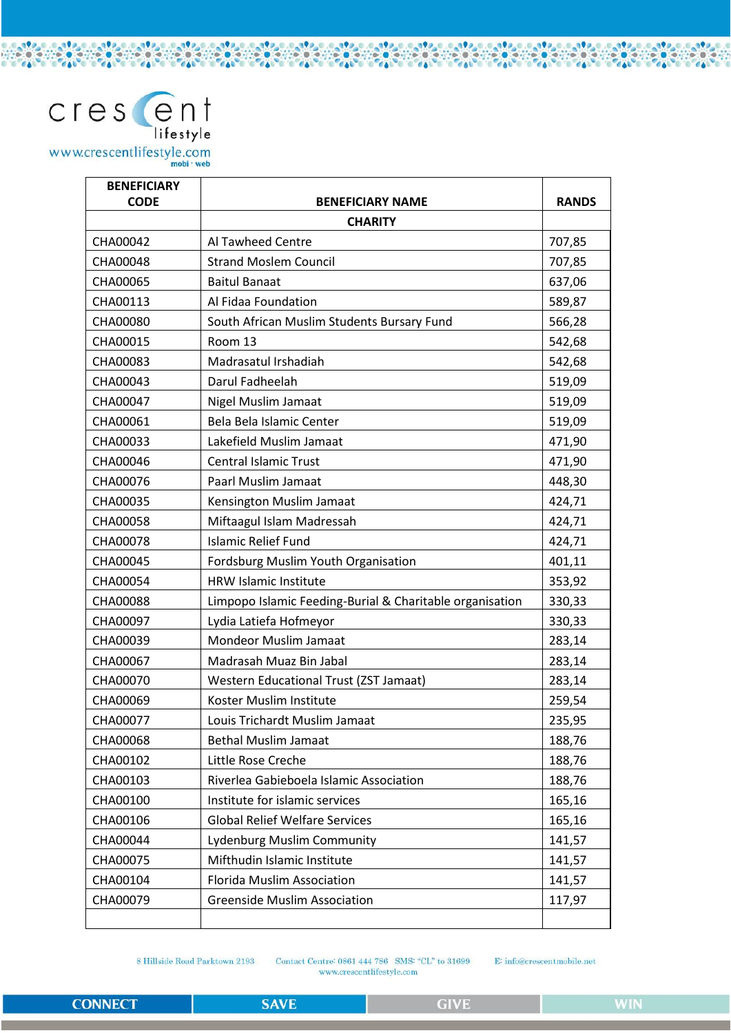| BENEFICIARY CODE | BENEFICIARY NAME | RANDS |
|---|---|---|
| | **CHARITY** | |
| CHA00042 | Al Tawheed Centre | 707,85 |
| CHA00048 | Strand Moslem Council | 707,85 |
| CHA00065 | Baitul Banaat | 637,06 |
| CHA00113 | Al Fidaa Foundation | 589,87 |
| CHA00080 | South African Muslim Students Bursary Fund | 566,28 |
| CHA00015 | Room 13 | 542,68 |
| CHA00083 | Madrasatul Irshadiah | 542,68 |
| CHA00043 | Darul Fadheelah | 519,09 |
| CHA00047 | Nigel Muslim Jamaat | 519,09 |
| CHA00061 | Bela Bela Islamic Center | 519,09 |
| CHA00033 | Lakefield Muslim Jamaat | 471,90 |
| CHA00046 | Central Islamic Trust | 471,90 |
| CHA00076 | Paarl Muslim Jamaat | 448,30 |
| CHA00035 | Kensington Muslim Jamaat | 424,71 |
| CHA00058 | Miftaagul Islam Madressah | 424,71 |
| CHA00078 | Islamic Relief Fund | 424,71 |
| CHA00045 | Fordsburg Muslim Youth Organisation | 401,11 |
| CHA00054 | HRW Islamic Institute | 353,92 |
| CHA00088 | Limpopo Islamic Feeding-Burial & Charitable organisation | 330,33 |
| CHA00097 | Lydia Latiefa Hofmeyor | 330,33 |
| CHA00039 | Mondeor Muslim Jamaat | 283,14 |
| CHA00067 | Madrasah Muaz Bin Jabal | 283,14 |
| CHA00070 | Western Educational Trust (ZST Jamaat) | 283,14 |
| CHA00069 | Koster Muslim Institute | 259,54 |
| CHA00077 | Louis Trichardt Muslim Jamaat | 235,95 |
| CHA00068 | Bethal Muslim Jamaat | 188,76 |
| CHA00102 | Little Rose Creche | 188,76 |
| CHA00103 | Riverlea Gabieboela Islamic Association | 188,76 |
| CHA00100 | Institute for islamic services | 165,16 |
| CHA00106 | Global Relief Welfare Services | 165,16 |
| CHA00044 | Lydenburg Muslim Community | 141,57 |
| CHA00075 | Mifthudin Islamic Institute | 141,57 |
| CHA00104 | Florida Muslim Association | 141,57 |
| CHA00079 | Greenside Muslim Association | 117,97 |
| | | |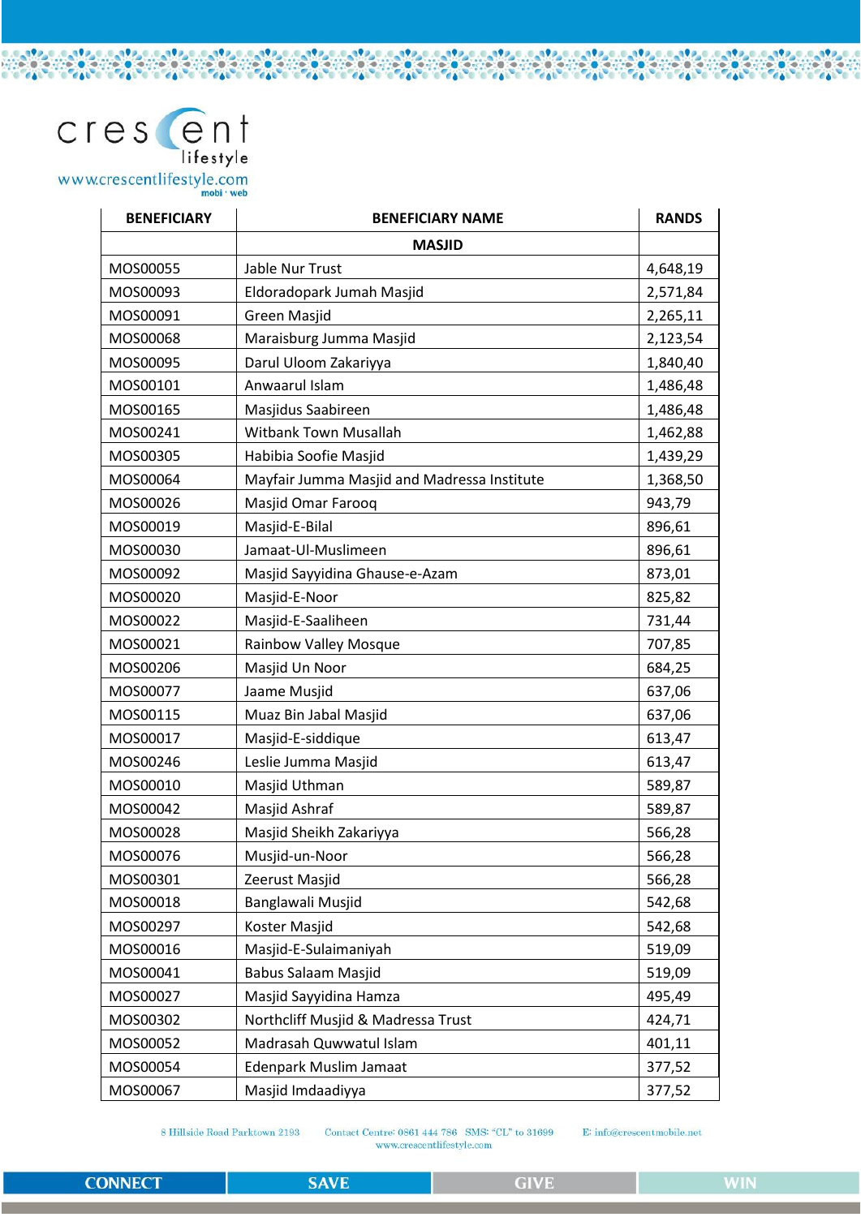| BENEFICIARY | BENEFICIARY NAME | RANDS |
|---|---|---|
| | MASJID | |
| MOS00055 | Jable Nur Trust | 4,648,19 |
| MOS00093 | Eldoradopark Jumah Masjid | 2,571,84 |
| MOS00091 | Green Masjid | 2,265,11 |
| MOS00068 | Maraisburg Jumma Masjid | 2,123,54 |
| MOS00095 | Darul Uloom Zakariyya | 1,840,40 |
| MOS00101 | Anwaarul Islam | 1,486,48 |
| MOS00165 | Masjidus Saabireen | 1,486,48 |
| MOS00241 | Witbank Town Musallah | 1,462,88 |
| MOS00305 | Habibia Soofie Masjid | 1,439,29 |
| MOS00064 | Mayfair Jumma Masjid and Madressa Institute | 1,368,50 |
| MOS00026 | Masjid Omar Farooq | 943,79 |
| MOS00019 | Masjid-E-Bilal | 896,61 |
| MOS00030 | Jamaat-Ul-Muslimeen | 896,61 |
| MOS00092 | Masjid Sayyidina Ghause-e-Azam | 873,01 |
| MOS00020 | Masjid-E-Noor | 825,82 |
| MOS00022 | Masjid-E-Saaliheen | 731,44 |
| MOS00021 | Rainbow Valley Mosque | 707,85 |
| MOS00206 | Masjid Un Noor | 684,25 |
| MOS00077 | Jaame Musjid | 637,06 |
| MOS00115 | Muaz Bin Jabal Masjid | 637,06 |
| MOS00017 | Masjid-E-siddique | 613,47 |
| MOS00246 | Leslie Jumma Masjid | 613,47 |
| MOS00010 | Masjid Uthman | 589,87 |
| MOS00042 | Masjid Ashraf | 589,87 |
| MOS00028 | Masjid Sheikh Zakariyya | 566,28 |
| MOS00076 | Musjid-un-Noor | 566,28 |
| MOS00301 | Zeerust Masjid | 566,28 |
| MOS00018 | Banglawali Musjid | 542,68 |
| MOS00297 | Koster Masjid | 542,68 |
| MOS00016 | Masjid-E-Sulaimaniyah | 519,09 |
| MOS00041 | Babus Salaam Masjid | 519,09 |
| MOS00027 | Masjid Sayyidina Hamza | 495,49 |
| MOS00302 | Northcliff Musjid & Madressa Trust | 424,71 |
| MOS00052 | Madrasah Quwwatul Islam | 401,11 |
| MOS00054 | Edenpark Muslim Jamaat | 377,52 |
| MOS00067 | Masjid Imdaadiyya | 377,52 |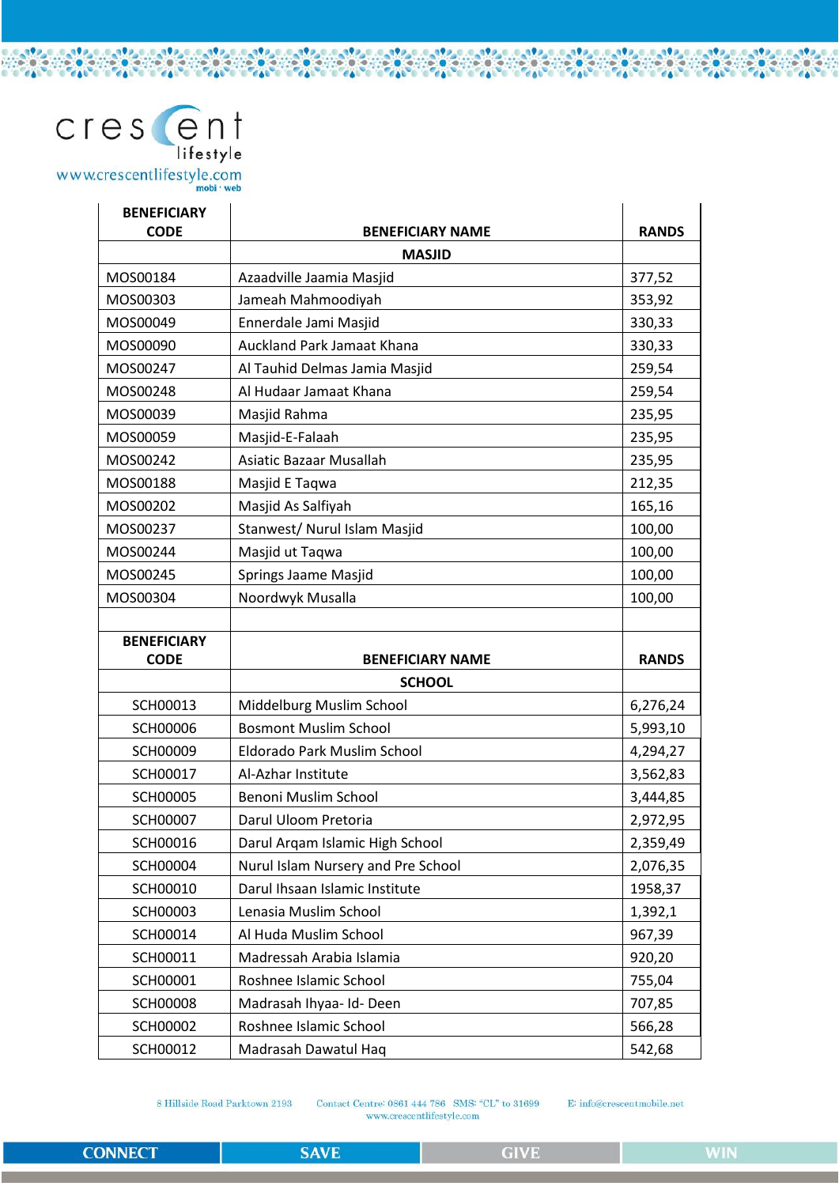crescent lifestyle
www.crescentlifestyle.com mobi · web

| BENEFICIARY CODE | BENEFICIARY NAME | RANDS |
|---|---|---|
| | MASJID | |
| MOS00184 | Azaadville Jaamia Masjid | 377,52 |
| MOS00303 | Jameah Mahmoodiyah | 353,92 |
| MOS00049 | Ennerdale Jami Masjid | 330,33 |
| MOS00090 | Auckland Park Jamaat Khana | 330,33 |
| MOS00247 | Al Tauhid Delmas Jamia Masjid | 259,54 |
| MOS00248 | Al Hudaar Jamaat Khana | 259,54 |
| MOS00039 | Masjid Rahma | 235,95 |
| MOS00059 | Masjid-E-Falaah | 235,95 |
| MOS00242 | Asiatic Bazaar Musallah | 235,95 |
| MOS00188 | Masjid E Taqwa | 212,35 |
| MOS00202 | Masjid As Salfiyah | 165,16 |
| MOS00237 | Stanwest/ Nurul Islam Masjid | 100,00 |
| MOS00244 | Masjid ut Taqwa | 100,00 |
| MOS00245 | Springs Jaame Masjid | 100,00 |
| MOS00304 | Noordwyk Musalla | 100,00 |

| BENEFICIARY CODE | BENEFICIARY NAME | RANDS |
|---|---|---|
| | SCHOOL | |
| SCH00013 | Middelburg Muslim School | 6,276,24 |
| SCH00006 | Bosmont Muslim School | 5,993,10 |
| SCH00009 | Eldorado Park Muslim School | 4,294,27 |
| SCH00017 | Al-Azhar Institute | 3,562,83 |
| SCH00005 | Benoni Muslim School | 3,444,85 |
| SCH00007 | Darul Uloom Pretoria | 2,972,95 |
| SCH00016 | Darul Arqam Islamic High School | 2,359,49 |
| SCH00004 | Nurul Islam Nursery and Pre School | 2,076,35 |
| SCH00010 | Darul Ihsaan Islamic Institute | 1958,37 |
| SCH00003 | Lenasia Muslim School | 1,392,1 |
| SCH00014 | Al Huda Muslim School | 967,39 |
| SCH00011 | Madressah Arabia Islamia | 920,20 |
| SCH00001 | Roshnee Islamic School | 755,04 |
| SCH00008 | Madrasah Ihyaa- Id- Deen | 707,85 |
| SCH00002 | Roshnee Islamic School | 566,28 |
| SCH00012 | Madrasah Dawatul Haq | 542,68 |

8 Hillside Road Parktown 2193 Contact Centre: 0861 444 786 SMS: "CL" to 31699 E: info@crescentmobile.net
www.crescentlifestyle.com

CONNECT | SAVE | GIVE | WIN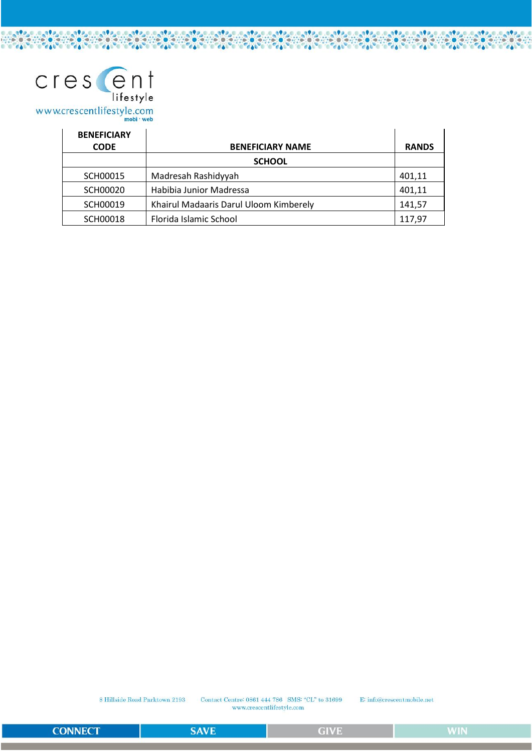| BENEFICIARY CODE | BENEFICIARY NAME | RANDS |
|---|---|---|
| | **SCHOOL** | |
| SCH00015 | Madresah Rashidyyah | 401,11 |
| SCH00020 | Habibia Junior Madressa | 401,11 |
| SCH00019 | Khairul Madaaris Darul Uloom Kimberely | 141,57 |
| SCH00018 | Florida Islamic School | 117,97 |